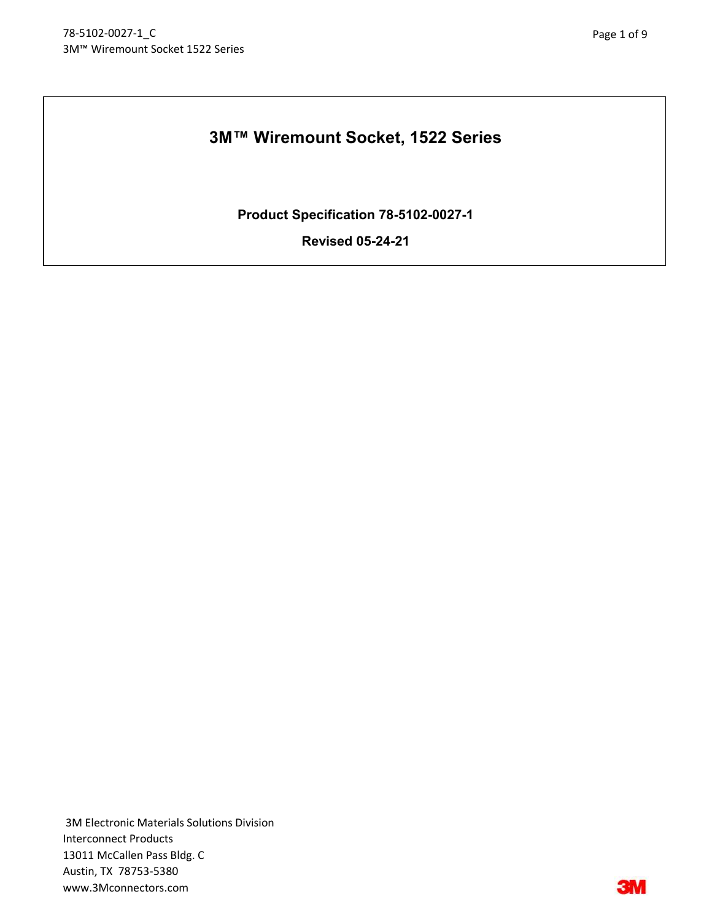# 3M™ Wiremount Socket, 1522 Series

**Product Specification 78-5102-0027-1**

**Revised 05-24-21**

3M Electronic Materials Solutions Division
Interconnect Products
13011 McCallen Pass Bldg. C
Austin, TX 78753-5380
www.3Mconnectors.com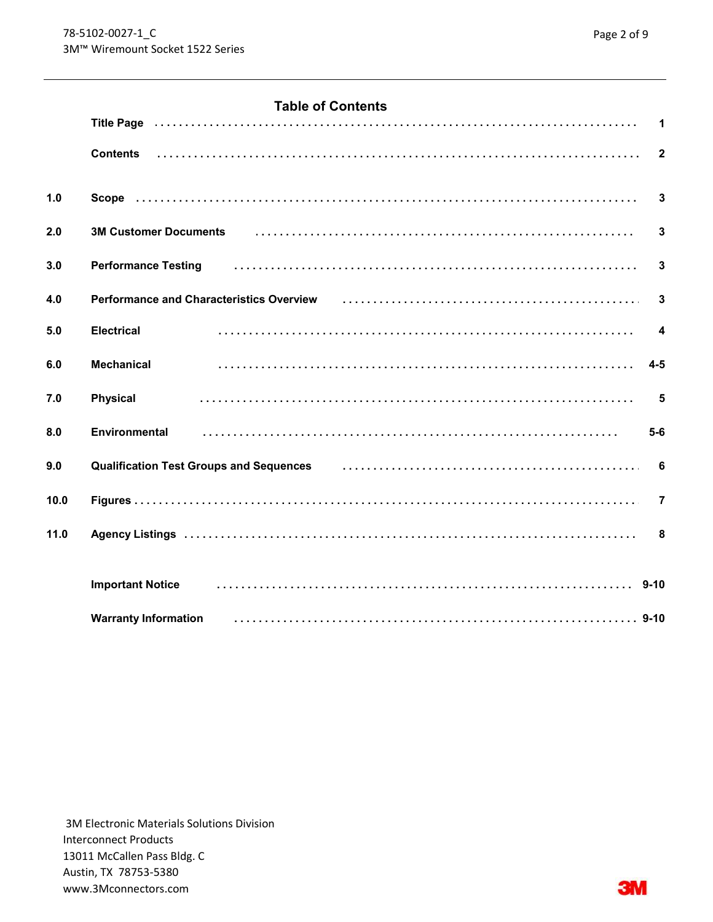## Table of Contents

| | | |
|---|---|---|
| | **Title Page** | 1 |
| | **Contents** | 2 |
| **1.0** | **Scope** | 3 |
| **2.0** | **3M Customer Documents** | 3 |
| **3.0** | **Performance Testing** | 3 |
| **4.0** | **Performance and Characteristics Overview** | 3 |
| **5.0** | **Electrical** | 4 |
| **6.0** | **Mechanical** | 4-5 |
| **7.0** | **Physical** | 5 |
| **8.0** | **Environmental** | 5-6 |
| **9.0** | **Qualification Test Groups and Sequences** | 6 |
| **10.0** | **Figures** | 7 |
| **11.0** | **Agency Listings** | 8 |
| | **Important Notice** | 9-10 |
| | **Warranty Information** | 9-10 |

3M Electronic Materials Solutions Division
Interconnect Products
13011 McCallen Pass Bldg. C
Austin, TX 78753-5380
www.3Mconnectors.com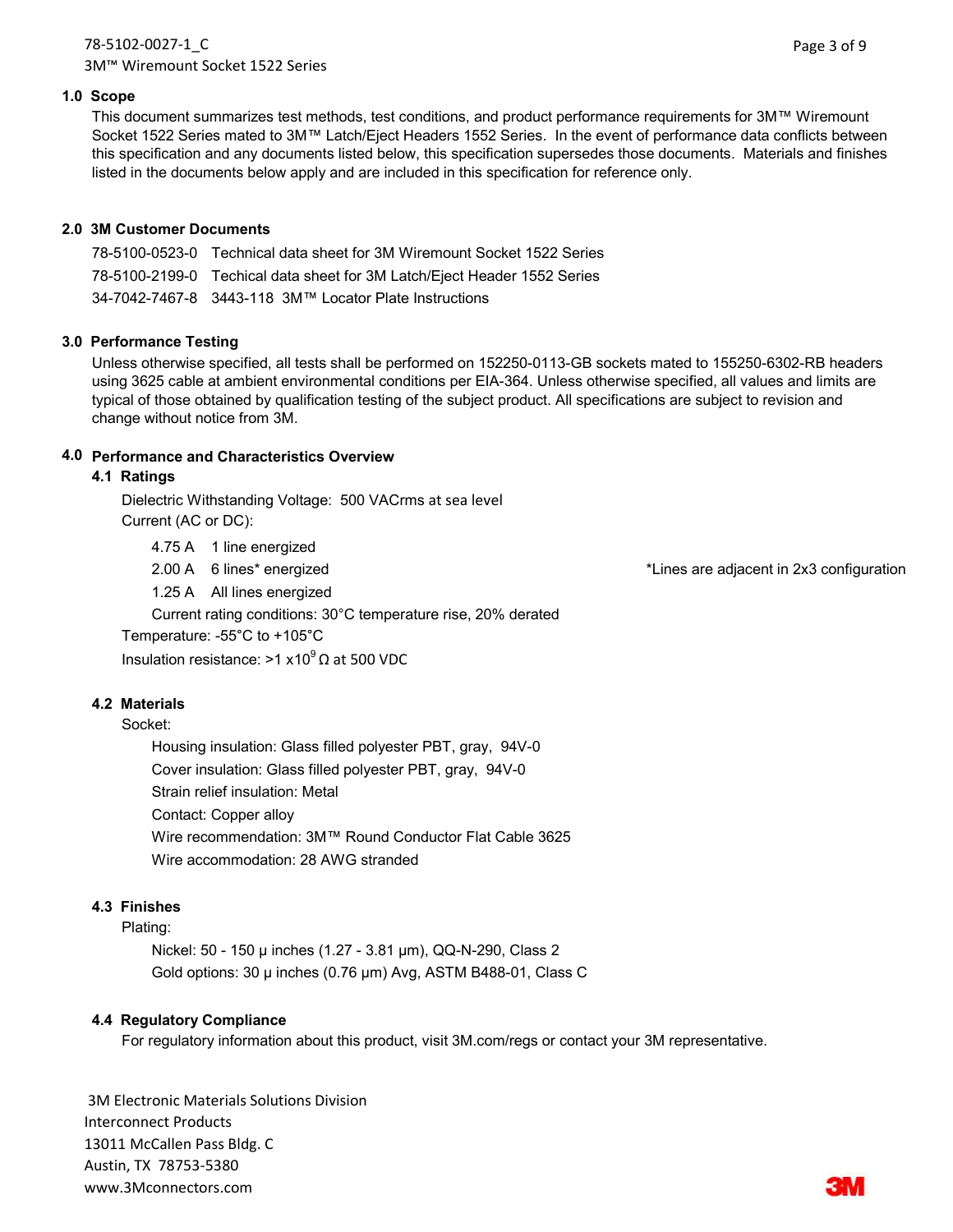## 1.0 Scope

This document summarizes test methods, test conditions, and product performance requirements for 3M™ Wiremount Socket 1522 Series mated to 3M™ Latch/Eject Headers 1552 Series. In the event of performance data conflicts between this specification and any documents listed below, this specification supersedes those documents. Materials and finishes listed in the documents below apply and are included in this specification for reference only.

## 2.0 3M Customer Documents

78-5100-0523-0 Technical data sheet for 3M Wiremount Socket 1522 Series

78-5100-2199-0 Techical data sheet for 3M Latch/Eject Header 1552 Series

34-7042-7467-8 3443-118 3M™ Locator Plate Instructions

## 3.0 Performance Testing

Unless otherwise specified, all tests shall be performed on 152250-0113-GB sockets mated to 155250-6302-RB headers using 3625 cable at ambient environmental conditions per EIA-364. Unless otherwise specified, all values and limits are typical of those obtained by qualification testing of the subject product. All specifications are subject to revision and change without notice from 3M.

## 4.0 Performance and Characteristics Overview

### 4.1 Ratings

Dielectric Withstanding Voltage: 500 VACrms at sea level

Current (AC or DC):

- 4.75 A 1 line energized
- 2.00 A 6 lines* energized — *Lines are adjacent in 2x3 configuration
- 1.25 A All lines energized
- Current rating conditions: 30°C temperature rise, 20% derated

Temperature: -55°C to +105°C

Insulation resistance: >1 x$10^9$ Ω at 500 VDC

### 4.2 Materials

Socket:

- Housing insulation: Glass filled polyester PBT, gray, 94V-0
- Cover insulation: Glass filled polyester PBT, gray, 94V-0
- Strain relief insulation: Metal
- Contact: Copper alloy
- Wire recommendation: 3M™ Round Conductor Flat Cable 3625
- Wire accommodation: 28 AWG stranded

### 4.3 Finishes

Plating:

- Nickel: 50 - 150 μ inches (1.27 - 3.81 μm), QQ-N-290, Class 2
- Gold options: 30 μ inches (0.76 μm) Avg, ASTM B488-01, Class C

### 4.4 Regulatory Compliance

For regulatory information about this product, visit 3M.com/regs or contact your 3M representative.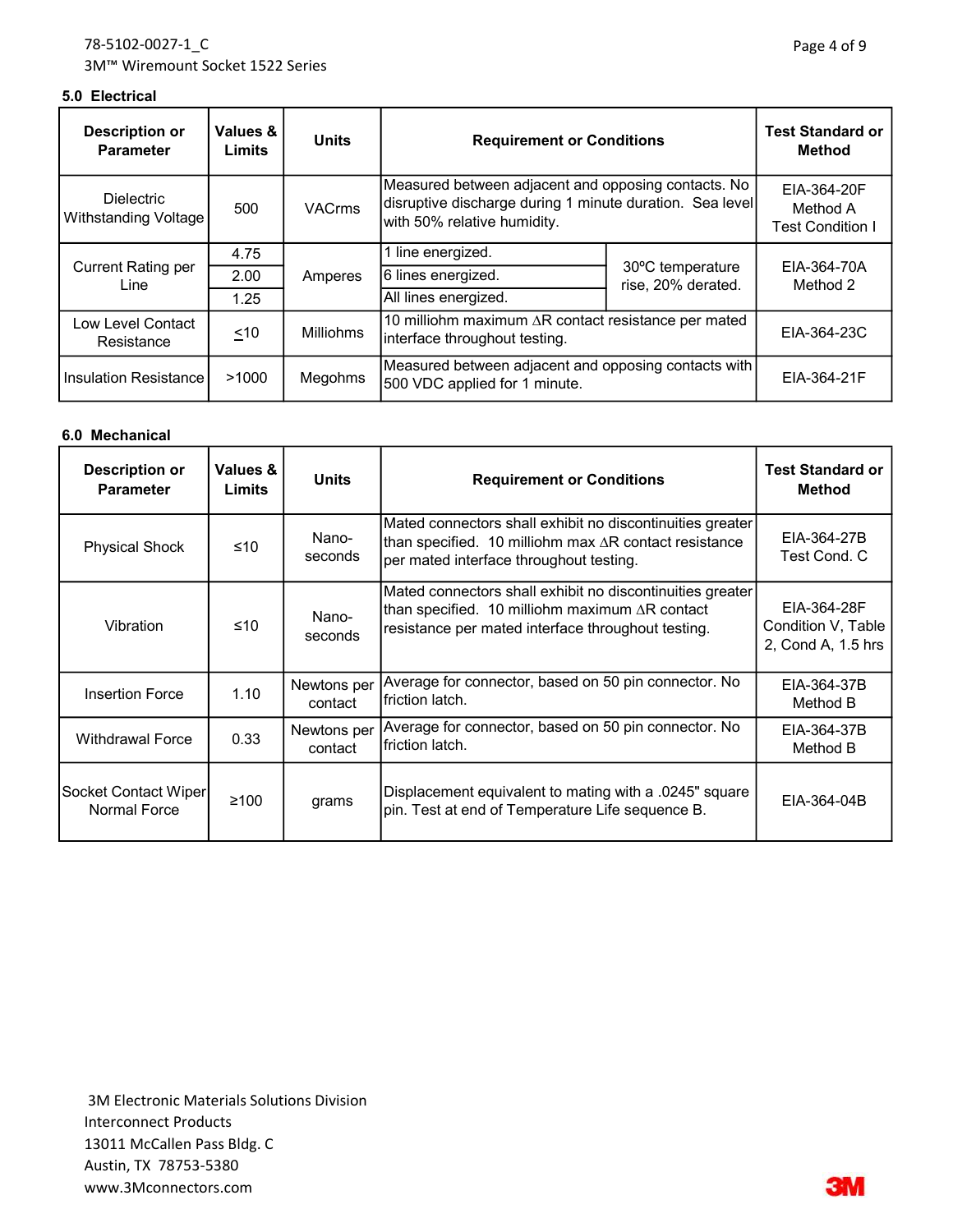### 5.0 Electrical

| Description or Parameter | Values & Limits | Units | Requirement or Conditions | | Test Standard or Method |
|---|---|---|---|---|---|
| Dielectric Withstanding Voltage | 500 | VACrms | Measured between adjacent and opposing contacts. No disruptive discharge during 1 minute duration. Sea level with 50% relative humidity. | | EIA-364-20F Method A Test Condition I |
| Current Rating per Line | 4.75 | Amperes | 1 line energized. | 30ºC temperature rise, 20% derated. | EIA-364-70A Method 2 |
| | 2.00 | | 6 lines energized. | | |
| | 1.25 | | All lines energized. | | |
| Low Level Contact Resistance | ≤10 | Milliohms | 10 milliohm maximum ΔR contact resistance per mated interface throughout testing. | | EIA-364-23C |
| Insulation Resistance | >1000 | Megohms | Measured between adjacent and opposing contacts with 500 VDC applied for 1 minute. | | EIA-364-21F |

### 6.0 Mechanical

| Description or Parameter | Values & Limits | Units | Requirement or Conditions | Test Standard or Method |
|---|---|---|---|---|
| Physical Shock | ≤10 | Nano-seconds | Mated connectors shall exhibit no discontinuities greater than specified. 10 milliohm max ΔR contact resistance per mated interface throughout testing. | EIA-364-27B Test Cond. C |
| Vibration | ≤10 | Nano-seconds | Mated connectors shall exhibit no discontinuities greater than specified. 10 milliohm maximum ΔR contact resistance per mated interface throughout testing. | EIA-364-28F Condition V, Table 2, Cond A, 1.5 hrs |
| Insertion Force | 1.10 | Newtons per contact | Average for connector, based on 50 pin connector. No friction latch. | EIA-364-37B Method B |
| Withdrawal Force | 0.33 | Newtons per contact | Average for connector, based on 50 pin connector. No friction latch. | EIA-364-37B Method B |
| Socket Contact Wiper Normal Force | ≥100 | grams | Displacement equivalent to mating with a .0245" square pin. Test at end of Temperature Life sequence B. | EIA-364-04B |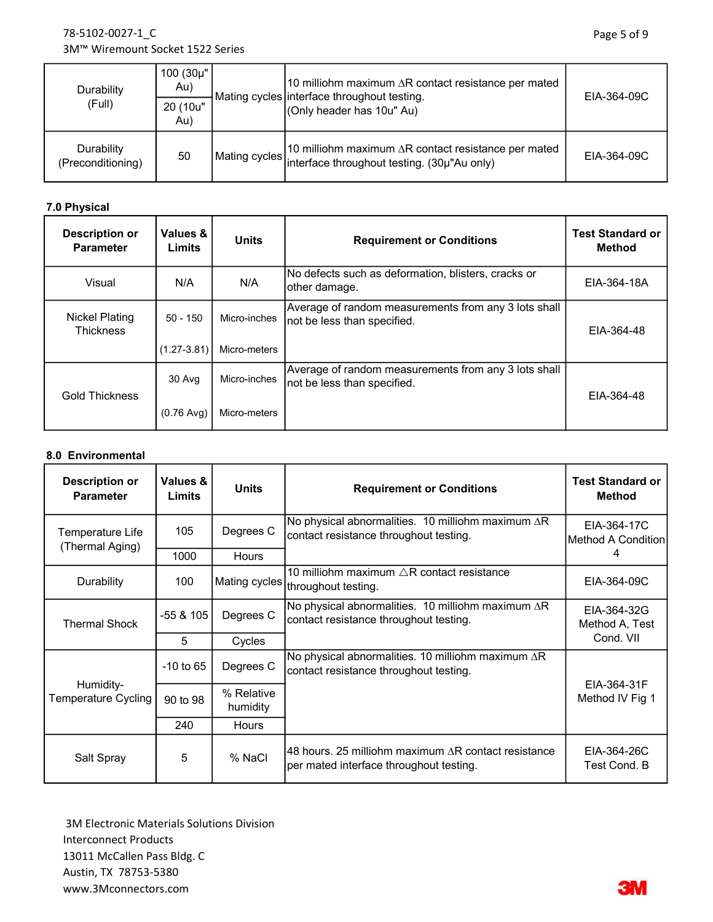| | | | | |
|---|---|---|---|---|
| Durability (Full) | 100 (30µ" Au) | Mating cycles | 10 milliohm maximum ∆R contact resistance per mated interface throughout testing. (Only header has 10u" Au) | EIA-364-09C |
| | 20 (10u" Au) | | | |
| Durability (Preconditioning) | 50 | Mating cycles | 10 milliohm maximum ∆R contact resistance per mated interface throughout testing. (30µ"Au only) | EIA-364-09C |

**7.0 Physical**

| Description or Parameter | Values & Limits | Units | Requirement or Conditions | Test Standard or Method |
|---|---|---|---|---|
| Visual | N/A | N/A | No defects such as deformation, blisters, cracks or other damage. | EIA-364-18A |
| Nickel Plating Thickness | 50 - 150 | Micro-inches | Average of random measurements from any 3 lots shall not be less than specified. | EIA-364-48 |
| | (1.27-3.81) | Micro-meters | | |
| Gold Thickness | 30 Avg | Micro-inches | Average of random measurements from any 3 lots shall not be less than specified. | EIA-364-48 |
| | (0.76 Avg) | Micro-meters | | |

**8.0 Environmental**

| Description or Parameter | Values & Limits | Units | Requirement or Conditions | Test Standard or Method |
|---|---|---|---|---|
| Temperature Life (Thermal Aging) | 105 | Degrees C | No physical abnormalities. 10 milliohm maximum ∆R contact resistance throughout testing. | EIA-364-17C Method A Condition 4 |
| | 1000 | Hours | | |
| Durability | 100 | Mating cycles | 10 milliohm maximum △R contact resistance throughout testing. | EIA-364-09C |
| Thermal Shock | -55 & 105 | Degrees C | No physical abnormalities. 10 milliohm maximum ∆R contact resistance throughout testing. | EIA-364-32G Method A, Test Cond. VII |
| | 5 | Cycles | | |
| Humidity-Temperature Cycling | -10 to 65 | Degrees C | No physical abnormalities. 10 milliohm maximum ∆R contact resistance throughout testing. | EIA-364-31F Method IV Fig 1 |
| | 90 to 98 | % Relative humidity | | |
| | 240 | Hours | | |
| Salt Spray | 5 | % NaCl | 48 hours. 25 milliohm maximum ∆R contact resistance per mated interface throughout testing. | EIA-364-26C Test Cond. B |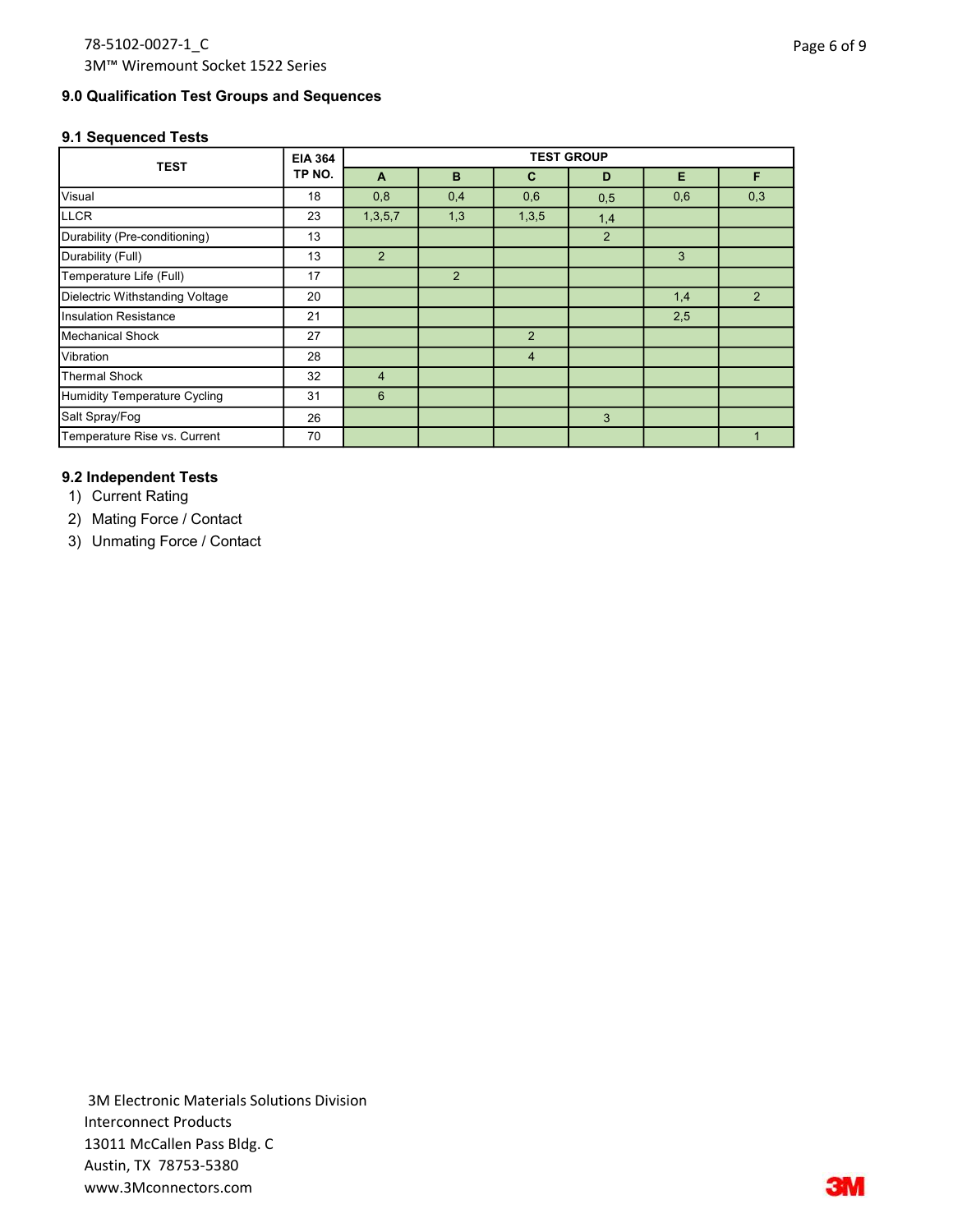## 9.0 Qualification Test Groups and Sequences

### 9.1 Sequenced Tests

| TEST | EIA 364 TP NO. | TEST GROUP | | | | | |
|---|---|---|---|---|---|---|---|
| | | A | B | C | D | E | F |
| Visual | 18 | 0,8 | 0,4 | 0,6 | 0,5 | 0,6 | 0,3 |
| LLCR | 23 | 1,3,5,7 | 1,3 | 1,3,5 | 1,4 | | |
| Durability (Pre-conditioning) | 13 | | | | 2 | | |
| Durability (Full) | 13 | 2 | | | | 3 | |
| Temperature Life (Full) | 17 | | 2 | | | | |
| Dielectric Withstanding Voltage | 20 | | | | | 1,4 | 2 |
| Insulation Resistance | 21 | | | | | 2,5 | |
| Mechanical Shock | 27 | | | 2 | | | |
| Vibration | 28 | | | 4 | | | |
| Thermal Shock | 32 | 4 | | | | | |
| Humidity Temperature Cycling | 31 | 6 | | | | | |
| Salt Spray/Fog | 26 | | | | 3 | | |
| Temperature Rise vs. Current | 70 | | | | | | 1 |

### 9.2 Independent Tests

1) Current Rating
2) Mating Force / Contact
3) Unmating Force / Contact

3M Electronic Materials Solutions Division
Interconnect Products
13011 McCallen Pass Bldg. C
Austin, TX 78753-5380
www.3Mconnectors.com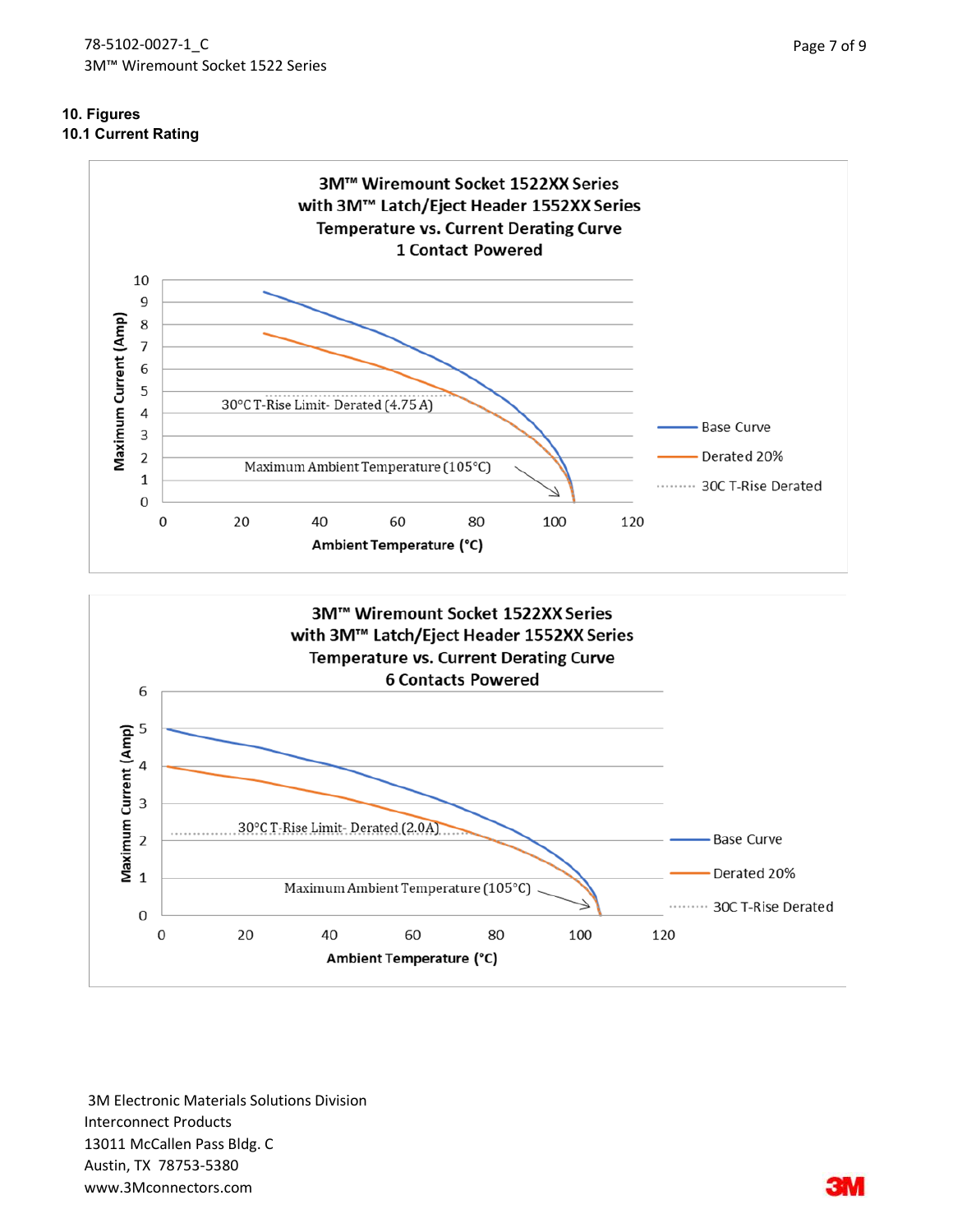## 10. Figures

### 10.1 Current Rating

**3M™ Wiremount Socket 1522XX Series with 3M™ Latch/Eject Header 1552XX Series Temperature vs. Current Derating Curve 1 Contact Powered**

Maximum Current (Amp)

30°C T-Rise Limit- Derated (4.75 A)

Maximum Ambient Temperature (105°C)

Ambient Temperature (°C)

Base Curve

Derated 20%

30C T-Rise Derated

**3M™ Wiremount Socket 1522XX Series with 3M™ Latch/Eject Header 1552XX Series Temperature vs. Current Derating Curve 6 Contacts Powered**

Maximum Current (Amp)

30°C T-Rise Limit- Derated (2.0A)

Maximum Ambient Temperature (105°C)

Ambient Temperature (°C)

Base Curve

Derated 20%

30C T-Rise Derated

3M Electronic Materials Solutions Division
Interconnect Products
13011 McCallen Pass Bldg. C
Austin, TX 78753-5380
www.3Mconnectors.com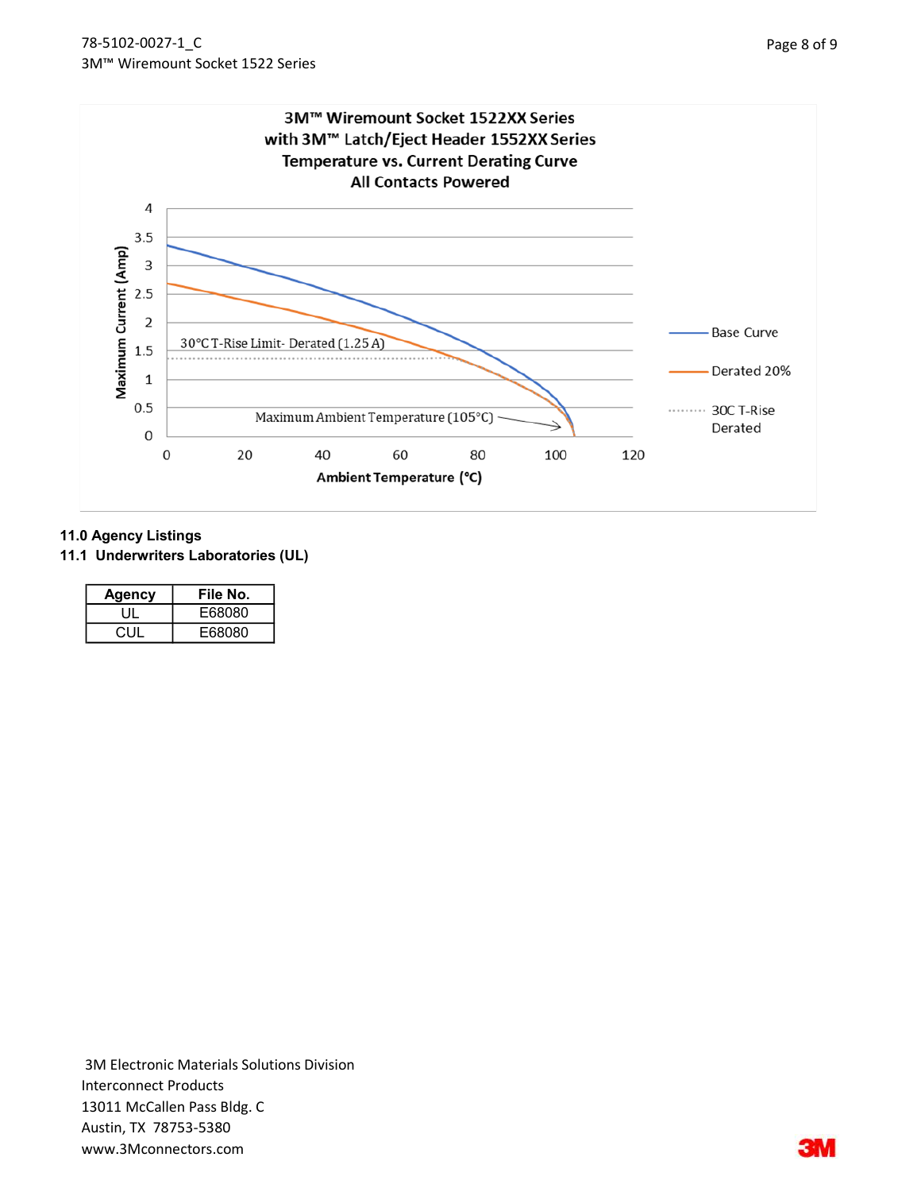3M™ Wiremount Socket 1522XX Series
with 3M™ Latch/Eject Header 1552XX Series
Temperature vs. Current Derating Curve
All Contacts Powered

Maximum Current (Amp)

30°C T-Rise Limit- Derated (1.25 A)

Maximum Ambient Temperature (105°C)

Ambient Temperature (°C)

Base Curve

Derated 20%

30C T-Rise Derated

## 11.0 Agency Listings

### 11.1 Underwriters Laboratories (UL)

| Agency | File No. |
|---|---|
| UL | E68080 |
| CUL | E68080 |

3M Electronic Materials Solutions Division
Interconnect Products
13011 McCallen Pass Bldg. C
Austin, TX 78753-5380
www.3Mconnectors.com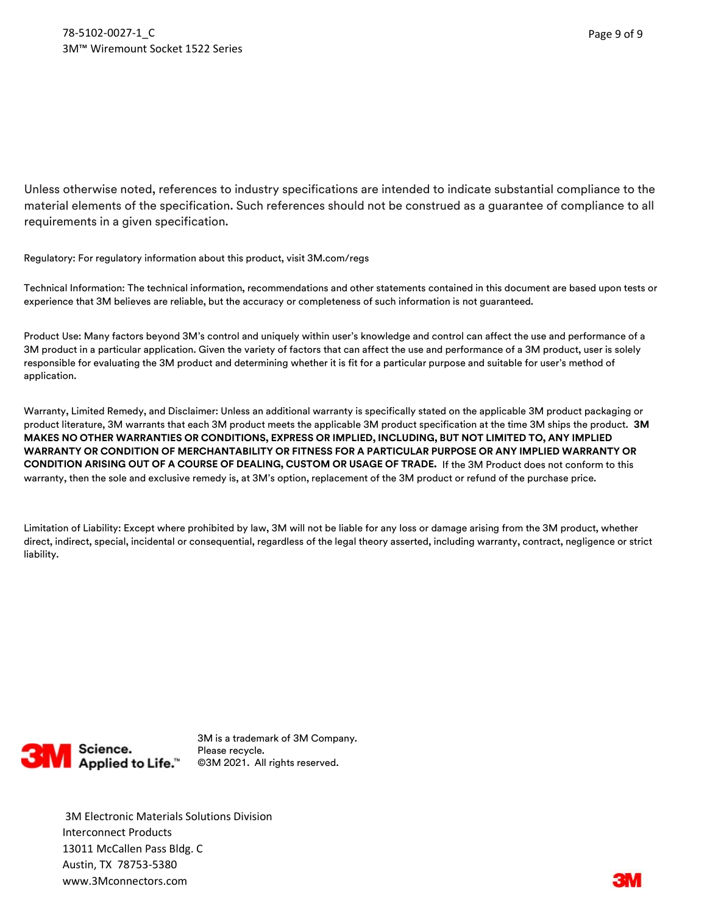Unless otherwise noted, references to industry specifications are intended to indicate substantial compliance to the material elements of the specification. Such references should not be construed as a guarantee of compliance to all requirements in a given specification.

Regulatory: For regulatory information about this product, visit 3M.com/regs

Technical Information: The technical information, recommendations and other statements contained in this document are based upon tests or experience that 3M believes are reliable, but the accuracy or completeness of such information is not guaranteed.

Product Use: Many factors beyond 3M's control and uniquely within user's knowledge and control can affect the use and performance of a 3M product in a particular application. Given the variety of factors that can affect the use and performance of a 3M product, user is solely responsible for evaluating the 3M product and determining whether it is fit for a particular purpose and suitable for user's method of application.

Warranty, Limited Remedy, and Disclaimer: Unless an additional warranty is specifically stated on the applicable 3M product packaging or product literature, 3M warrants that each 3M product meets the applicable 3M product specification at the time 3M ships the product. **3M MAKES NO OTHER WARRANTIES OR CONDITIONS, EXPRESS OR IMPLIED, INCLUDING, BUT NOT LIMITED TO, ANY IMPLIED WARRANTY OR CONDITION OF MERCHANTABILITY OR FITNESS FOR A PARTICULAR PURPOSE OR ANY IMPLIED WARRANTY OR CONDITION ARISING OUT OF A COURSE OF DEALING, CUSTOM OR USAGE OF TRADE.** If the 3M Product does not conform to this warranty, then the sole and exclusive remedy is, at 3M's option, replacement of the 3M product or refund of the purchase price.

Limitation of Liability: Except where prohibited by law, 3M will not be liable for any loss or damage arising from the 3M product, whether direct, indirect, special, incidental or consequential, regardless of the legal theory asserted, including warranty, contract, negligence or strict liability.

3M Science. Applied to Life.™

3M is a trademark of 3M Company.
Please recycle.
©3M 2021. All rights reserved.

3M Electronic Materials Solutions Division
Interconnect Products
13011 McCallen Pass Bldg. C
Austin, TX 78753-5380
www.3Mconnectors.com